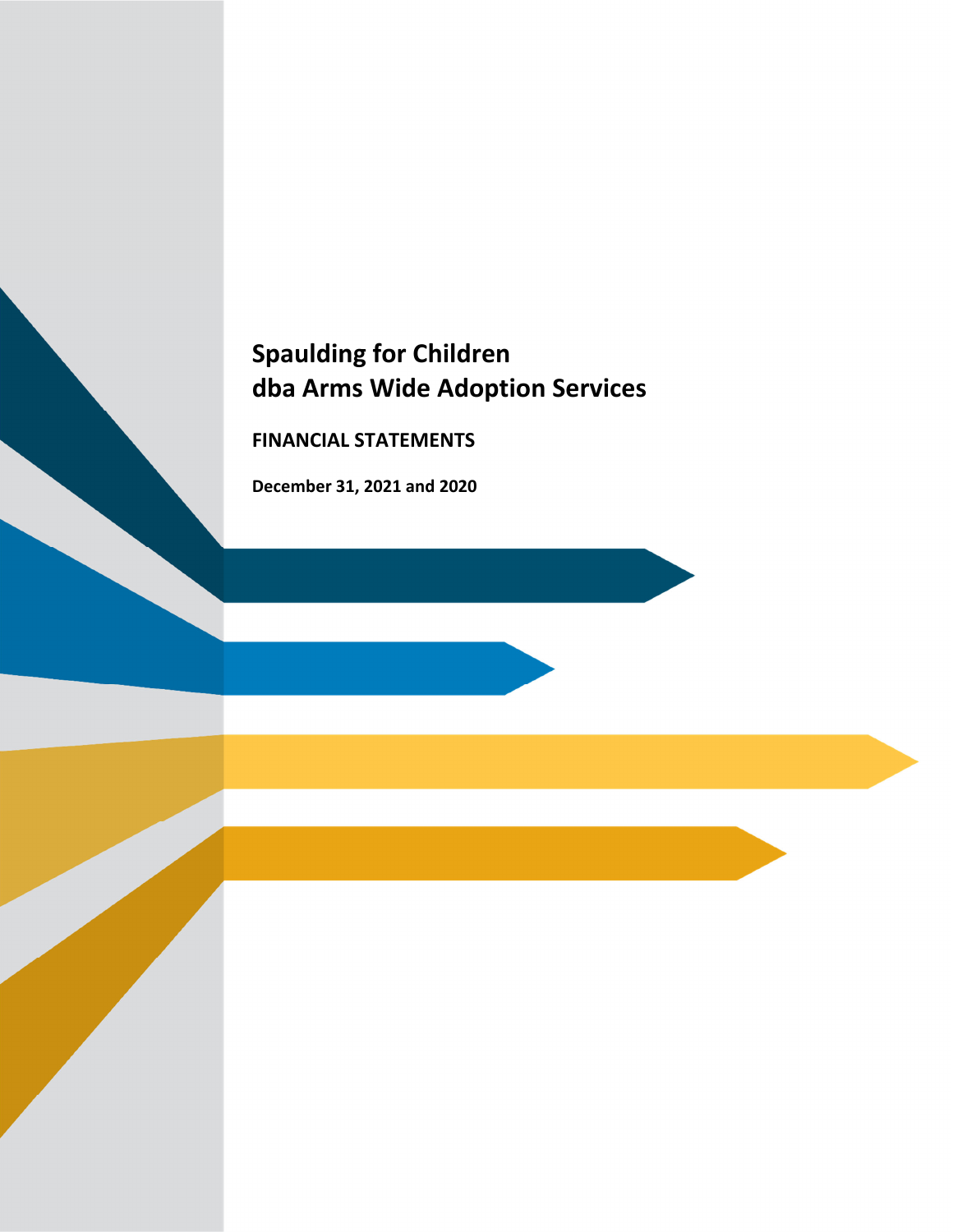# Spaulding for Children
# dba Arms Wide Adoption Services

**FINANCIAL STATEMENTS**

**December 31, 2021 and 2020**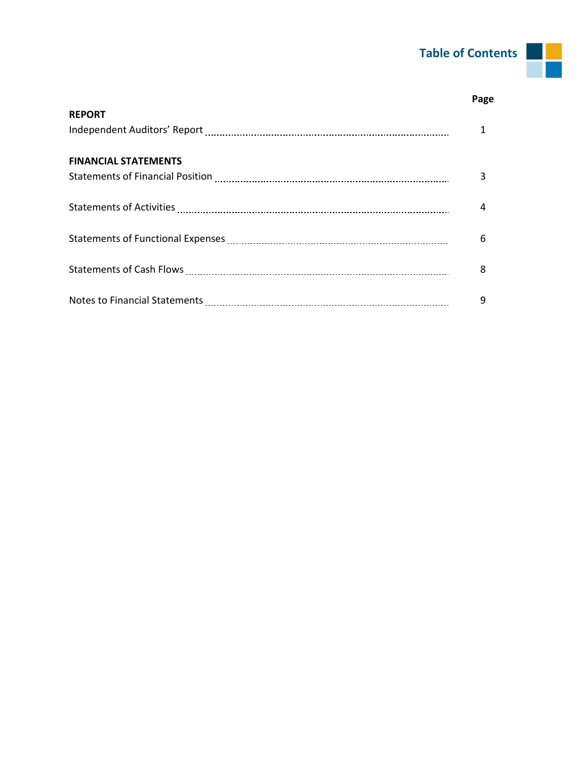# Table of Contents

| | Page |
|---|---|
| **REPORT** | |
| Independent Auditors' Report | 1 |
| **FINANCIAL STATEMENTS** | |
| Statements of Financial Position | 3 |
| Statements of Activities | 4 |
| Statements of Functional Expenses | 6 |
| Statements of Cash Flows | 8 |
| Notes to Financial Statements | 9 |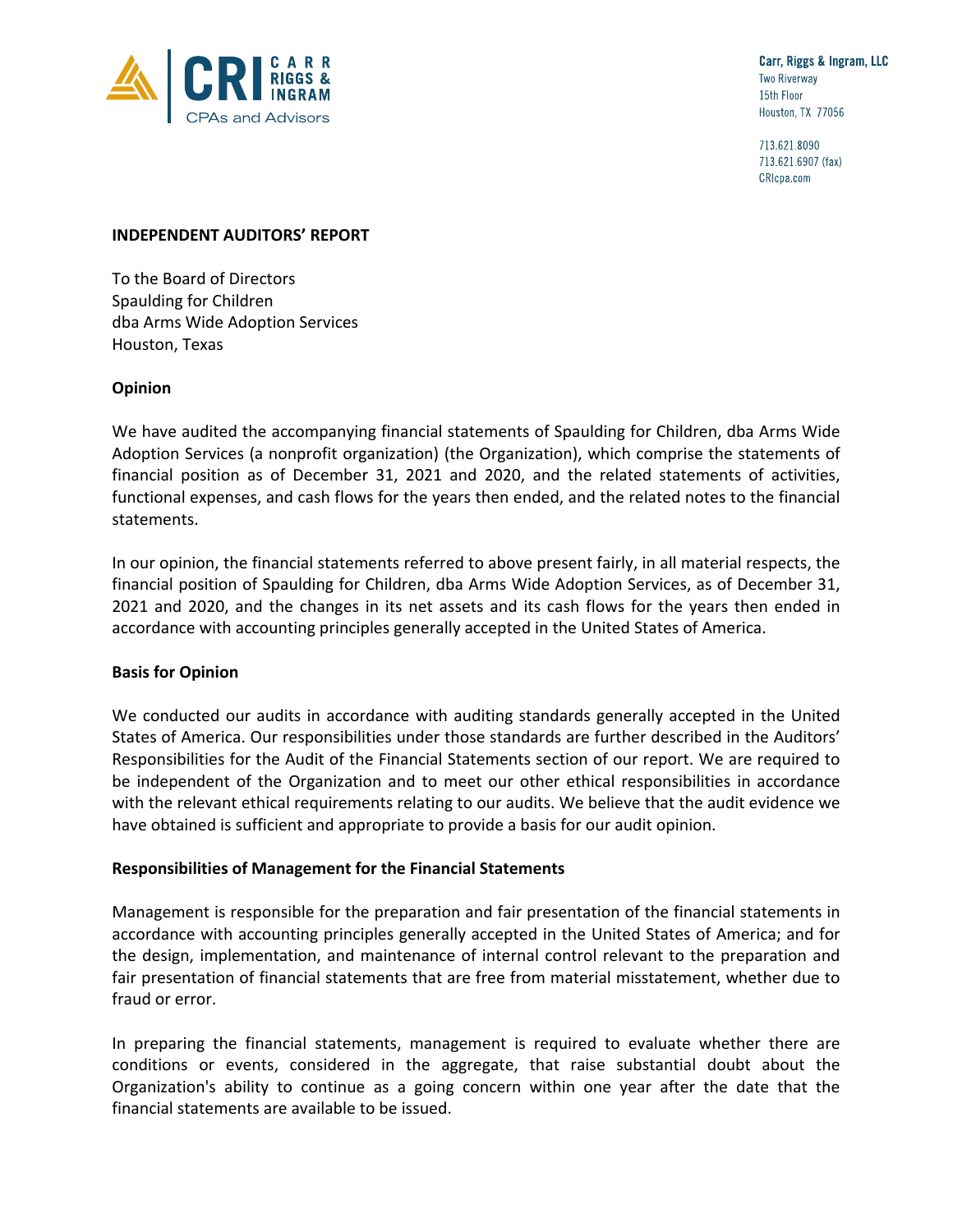Carr, Riggs & Ingram, LLC
Two Riverway
15th Floor
Houston, TX 77056

713.621.8090
713.621.6907 (fax)
CRIcpa.com

**INDEPENDENT AUDITORS' REPORT**

To the Board of Directors
Spaulding for Children
dba Arms Wide Adoption Services
Houston, Texas

**Opinion**

We have audited the accompanying financial statements of Spaulding for Children, dba Arms Wide Adoption Services (a nonprofit organization) (the Organization), which comprise the statements of financial position as of December 31, 2021 and 2020, and the related statements of activities, functional expenses, and cash flows for the years then ended, and the related notes to the financial statements.

In our opinion, the financial statements referred to above present fairly, in all material respects, the financial position of Spaulding for Children, dba Arms Wide Adoption Services, as of December 31, 2021 and 2020, and the changes in its net assets and its cash flows for the years then ended in accordance with accounting principles generally accepted in the United States of America.

**Basis for Opinion**

We conducted our audits in accordance with auditing standards generally accepted in the United States of America. Our responsibilities under those standards are further described in the Auditors' Responsibilities for the Audit of the Financial Statements section of our report. We are required to be independent of the Organization and to meet our other ethical responsibilities in accordance with the relevant ethical requirements relating to our audits. We believe that the audit evidence we have obtained is sufficient and appropriate to provide a basis for our audit opinion.

**Responsibilities of Management for the Financial Statements**

Management is responsible for the preparation and fair presentation of the financial statements in accordance with accounting principles generally accepted in the United States of America; and for the design, implementation, and maintenance of internal control relevant to the preparation and fair presentation of financial statements that are free from material misstatement, whether due to fraud or error.

In preparing the financial statements, management is required to evaluate whether there are conditions or events, considered in the aggregate, that raise substantial doubt about the Organization's ability to continue as a going concern within one year after the date that the financial statements are available to be issued.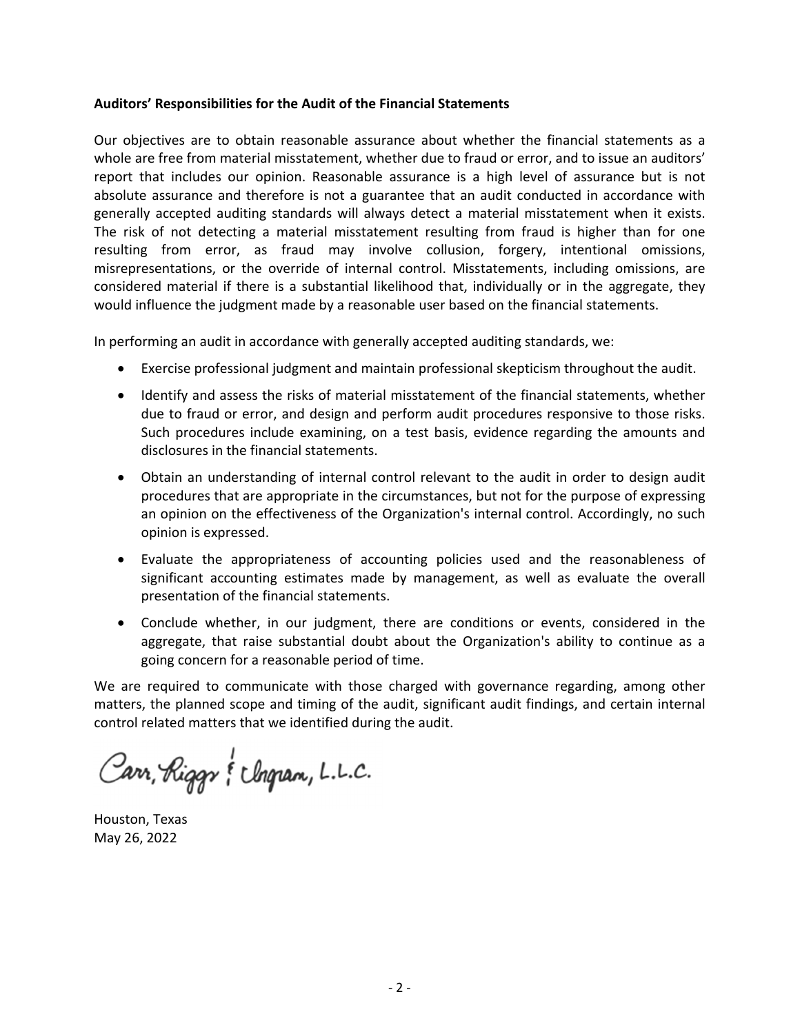**Auditors' Responsibilities for the Audit of the Financial Statements**

Our objectives are to obtain reasonable assurance about whether the financial statements as a whole are free from material misstatement, whether due to fraud or error, and to issue an auditors' report that includes our opinion. Reasonable assurance is a high level of assurance but is not absolute assurance and therefore is not a guarantee that an audit conducted in accordance with generally accepted auditing standards will always detect a material misstatement when it exists. The risk of not detecting a material misstatement resulting from fraud is higher than for one resulting from error, as fraud may involve collusion, forgery, intentional omissions, misrepresentations, or the override of internal control. Misstatements, including omissions, are considered material if there is a substantial likelihood that, individually or in the aggregate, they would influence the judgment made by a reasonable user based on the financial statements.

In performing an audit in accordance with generally accepted auditing standards, we:

- Exercise professional judgment and maintain professional skepticism throughout the audit.
- Identify and assess the risks of material misstatement of the financial statements, whether due to fraud or error, and design and perform audit procedures responsive to those risks. Such procedures include examining, on a test basis, evidence regarding the amounts and disclosures in the financial statements.
- Obtain an understanding of internal control relevant to the audit in order to design audit procedures that are appropriate in the circumstances, but not for the purpose of expressing an opinion on the effectiveness of the Organization's internal control. Accordingly, no such opinion is expressed.
- Evaluate the appropriateness of accounting policies used and the reasonableness of significant accounting estimates made by management, as well as evaluate the overall presentation of the financial statements.
- Conclude whether, in our judgment, there are conditions or events, considered in the aggregate, that raise substantial doubt about the Organization's ability to continue as a going concern for a reasonable period of time.

We are required to communicate with those charged with governance regarding, among other matters, the planned scope and timing of the audit, significant audit findings, and certain internal control related matters that we identified during the audit.

Carr, Riggs & Ingram, L.L.C.

Houston, Texas
May 26, 2022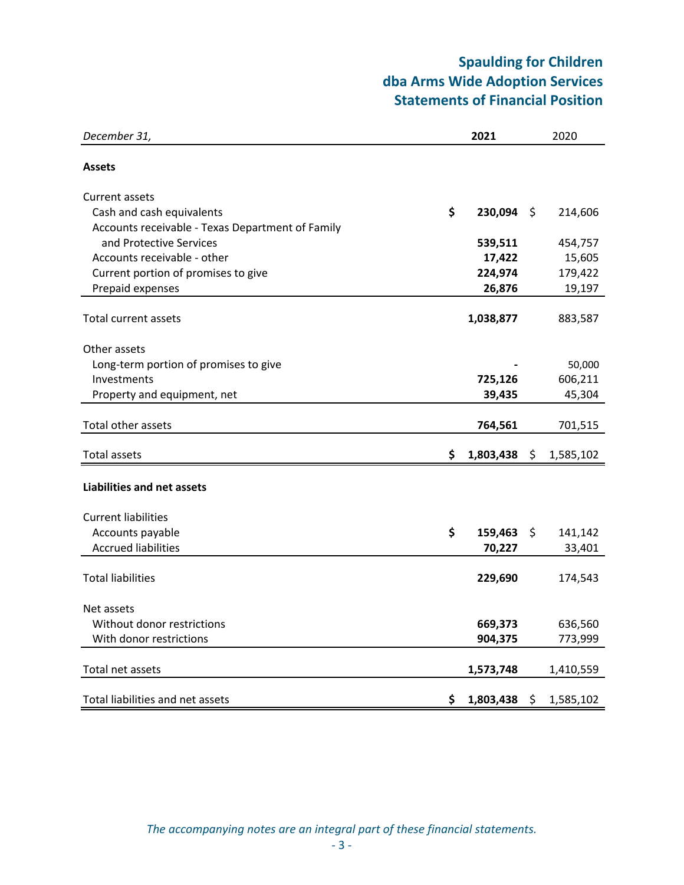# Spaulding for Children
# dba Arms Wide Adoption Services
# Statements of Financial Position

| *December 31,* | **2021** | 2020 |
|---|---|---|
| **Assets** | | |
| Current assets | | |
| Cash and cash equivalents | **$ 230,094** | $ 214,606 |
| Accounts receivable - Texas Department of Family and Protective Services | **539,511** | 454,757 |
| Accounts receivable - other | **17,422** | 15,605 |
| Current portion of promises to give | **224,974** | 179,422 |
| Prepaid expenses | **26,876** | 19,197 |
| Total current assets | **1,038,877** | 883,587 |
| Other assets | | |
| Long-term portion of promises to give | **-** | 50,000 |
| Investments | **725,126** | 606,211 |
| Property and equipment, net | **39,435** | 45,304 |
| Total other assets | **764,561** | 701,515 |
| Total assets | **$ 1,803,438** | $ 1,585,102 |
| **Liabilities and net assets** | | |
| Current liabilities | | |
| Accounts payable | **$ 159,463** | $ 141,142 |
| Accrued liabilities | **70,227** | 33,401 |
| Total liabilities | **229,690** | 174,543 |
| Net assets | | |
| Without donor restrictions | **669,373** | 636,560 |
| With donor restrictions | **904,375** | 773,999 |
| Total net assets | **1,573,748** | 1,410,559 |
| Total liabilities and net assets | **$ 1,803,438** | $ 1,585,102 |

*The accompanying notes are an integral part of these financial statements.*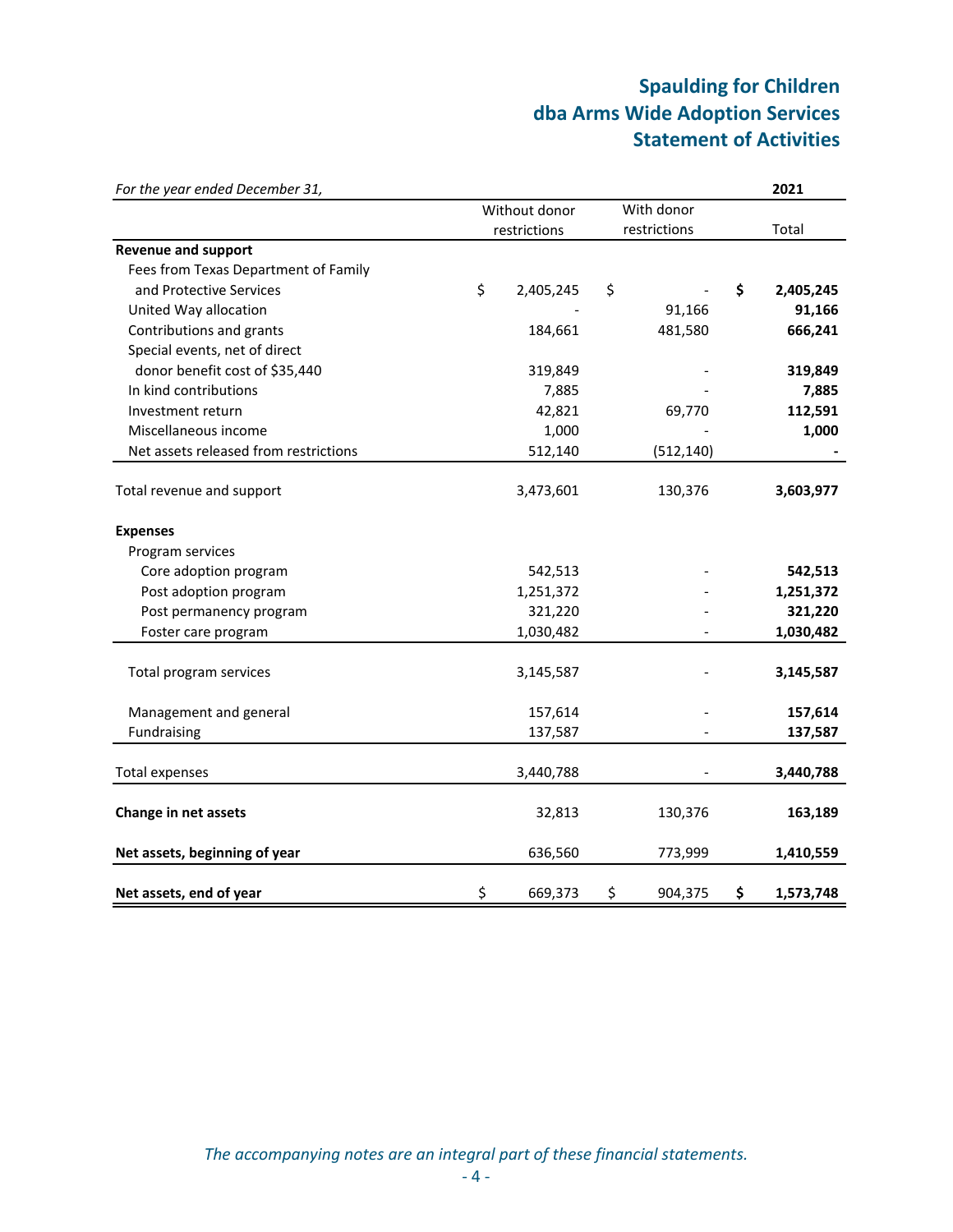# Spaulding for Children
# dba Arms Wide Adoption Services
# Statement of Activities

| *For the year ended December 31,* | | | **2021** |
|---|---|---|---|
| | Without donor restrictions | With donor restrictions | Total |
| **Revenue and support** | | | |
| Fees from Texas Department of Family and Protective Services | $ 2,405,245 | $ - | **$ 2,405,245** |
| United Way allocation | - | 91,166 | **91,166** |
| Contributions and grants | 184,661 | 481,580 | **666,241** |
| Special events, net of direct donor benefit cost of $35,440 | 319,849 | - | **319,849** |
| In kind contributions | 7,885 | - | **7,885** |
| Investment return | 42,821 | 69,770 | **112,591** |
| Miscellaneous income | 1,000 | - | **1,000** |
| Net assets released from restrictions | 512,140 | (512,140) | **-** |
| Total revenue and support | 3,473,601 | 130,376 | **3,603,977** |
| **Expenses** | | | |
| Program services | | | |
| Core adoption program | 542,513 | - | **542,513** |
| Post adoption program | 1,251,372 | - | **1,251,372** |
| Post permanency program | 321,220 | - | **321,220** |
| Foster care program | 1,030,482 | - | **1,030,482** |
| Total program services | 3,145,587 | - | **3,145,587** |
| Management and general | 157,614 | - | **157,614** |
| Fundraising | 137,587 | - | **137,587** |
| Total expenses | 3,440,788 | - | **3,440,788** |
| **Change in net assets** | 32,813 | 130,376 | **163,189** |
| **Net assets, beginning of year** | 636,560 | 773,999 | **1,410,559** |
| **Net assets, end of year** | $ 669,373 | $ 904,375 | **$ 1,573,748** |

*The accompanying notes are an integral part of these financial statements.*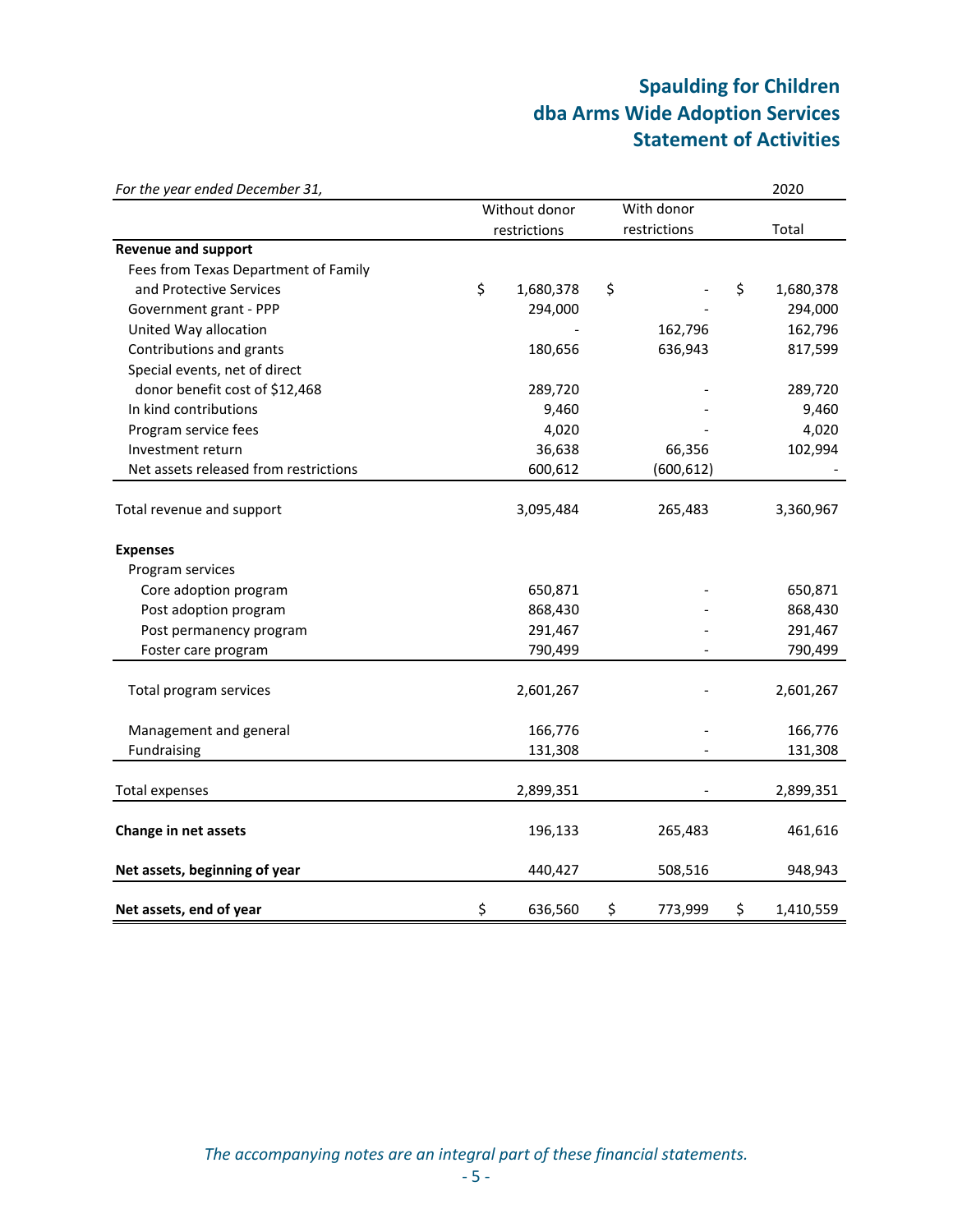# Spaulding for Children
# dba Arms Wide Adoption Services
# Statement of Activities

| *For the year ended December 31,* | | | 2020 |
|---|---|---|---|
| | Without donor restrictions | With donor restrictions | Total |
| **Revenue and support** | | | |
| Fees from Texas Department of Family and Protective Services | $ 1,680,378 | $ - | $ 1,680,378 |
| Government grant - PPP | 294,000 | - | 294,000 |
| United Way allocation | - | 162,796 | 162,796 |
| Contributions and grants | 180,656 | 636,943 | 817,599 |
| Special events, net of direct donor benefit cost of $12,468 | 289,720 | - | 289,720 |
| In kind contributions | 9,460 | - | 9,460 |
| Program service fees | 4,020 | - | 4,020 |
| Investment return | 36,638 | 66,356 | 102,994 |
| Net assets released from restrictions | 600,612 | (600,612) | - |
| Total revenue and support | 3,095,484 | 265,483 | 3,360,967 |
| **Expenses** | | | |
| Program services | | | |
| Core adoption program | 650,871 | - | 650,871 |
| Post adoption program | 868,430 | - | 868,430 |
| Post permanency program | 291,467 | - | 291,467 |
| Foster care program | 790,499 | - | 790,499 |
| Total program services | 2,601,267 | - | 2,601,267 |
| Management and general | 166,776 | - | 166,776 |
| Fundraising | 131,308 | - | 131,308 |
| Total expenses | 2,899,351 | - | 2,899,351 |
| **Change in net assets** | 196,133 | 265,483 | 461,616 |
| **Net assets, beginning of year** | 440,427 | 508,516 | 948,943 |
| **Net assets, end of year** | $ 636,560 | $ 773,999 | $ 1,410,559 |

*The accompanying notes are an integral part of these financial statements.*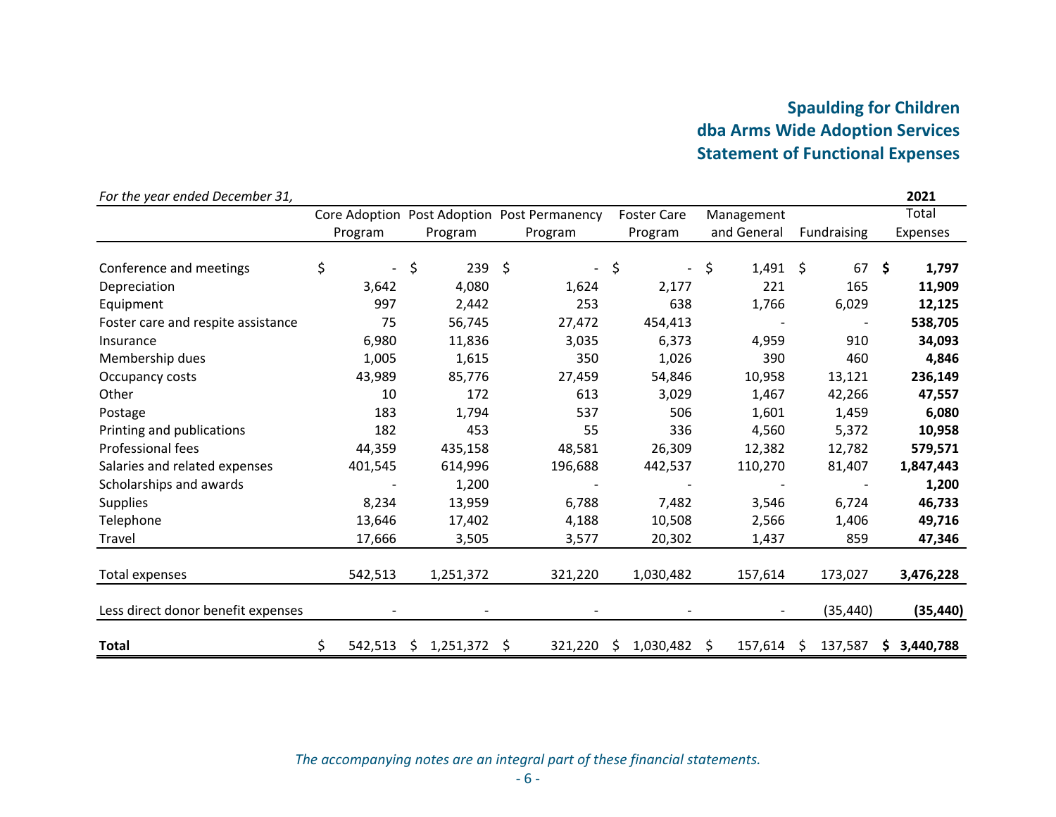# Spaulding for Children
# dba Arms Wide Adoption Services
# Statement of Functional Expenses

| *For the year ended December 31,* | | | | | | | **2021** |
|---|---|---|---|---|---|---|---|
| | Core Adoption Program | Post Adoption Program | Post Permanency Program | Foster Care Program | Management and General | Fundraising | Total Expenses |
| Conference and meetings | $ - | $ 239 | $ - | $ - | $ 1,491 | $ 67 | **$ 1,797** |
| Depreciation | 3,642 | 4,080 | 1,624 | 2,177 | 221 | 165 | **11,909** |
| Equipment | 997 | 2,442 | 253 | 638 | 1,766 | 6,029 | **12,125** |
| Foster care and respite assistance | 75 | 56,745 | 27,472 | 454,413 | - | - | **538,705** |
| Insurance | 6,980 | 11,836 | 3,035 | 6,373 | 4,959 | 910 | **34,093** |
| Membership dues | 1,005 | 1,615 | 350 | 1,026 | 390 | 460 | **4,846** |
| Occupancy costs | 43,989 | 85,776 | 27,459 | 54,846 | 10,958 | 13,121 | **236,149** |
| Other | 10 | 172 | 613 | 3,029 | 1,467 | 42,266 | **47,557** |
| Postage | 183 | 1,794 | 537 | 506 | 1,601 | 1,459 | **6,080** |
| Printing and publications | 182 | 453 | 55 | 336 | 4,560 | 5,372 | **10,958** |
| Professional fees | 44,359 | 435,158 | 48,581 | 26,309 | 12,382 | 12,782 | **579,571** |
| Salaries and related expenses | 401,545 | 614,996 | 196,688 | 442,537 | 110,270 | 81,407 | **1,847,443** |
| Scholarships and awards | - | 1,200 | - | - | - | - | **1,200** |
| Supplies | 8,234 | 13,959 | 6,788 | 7,482 | 3,546 | 6,724 | **46,733** |
| Telephone | 13,646 | 17,402 | 4,188 | 10,508 | 2,566 | 1,406 | **49,716** |
| Travel | 17,666 | 3,505 | 3,577 | 20,302 | 1,437 | 859 | **47,346** |
| Total expenses | 542,513 | 1,251,372 | 321,220 | 1,030,482 | 157,614 | 173,027 | **3,476,228** |
| Less direct donor benefit expenses | - | - | - | - | - | (35,440) | **(35,440)** |
| **Total** | $ 542,513 | $ 1,251,372 | $ 321,220 | $ 1,030,482 | $ 157,614 | $ 137,587 | **$ 3,440,788** |

*The accompanying notes are an integral part of these financial statements.*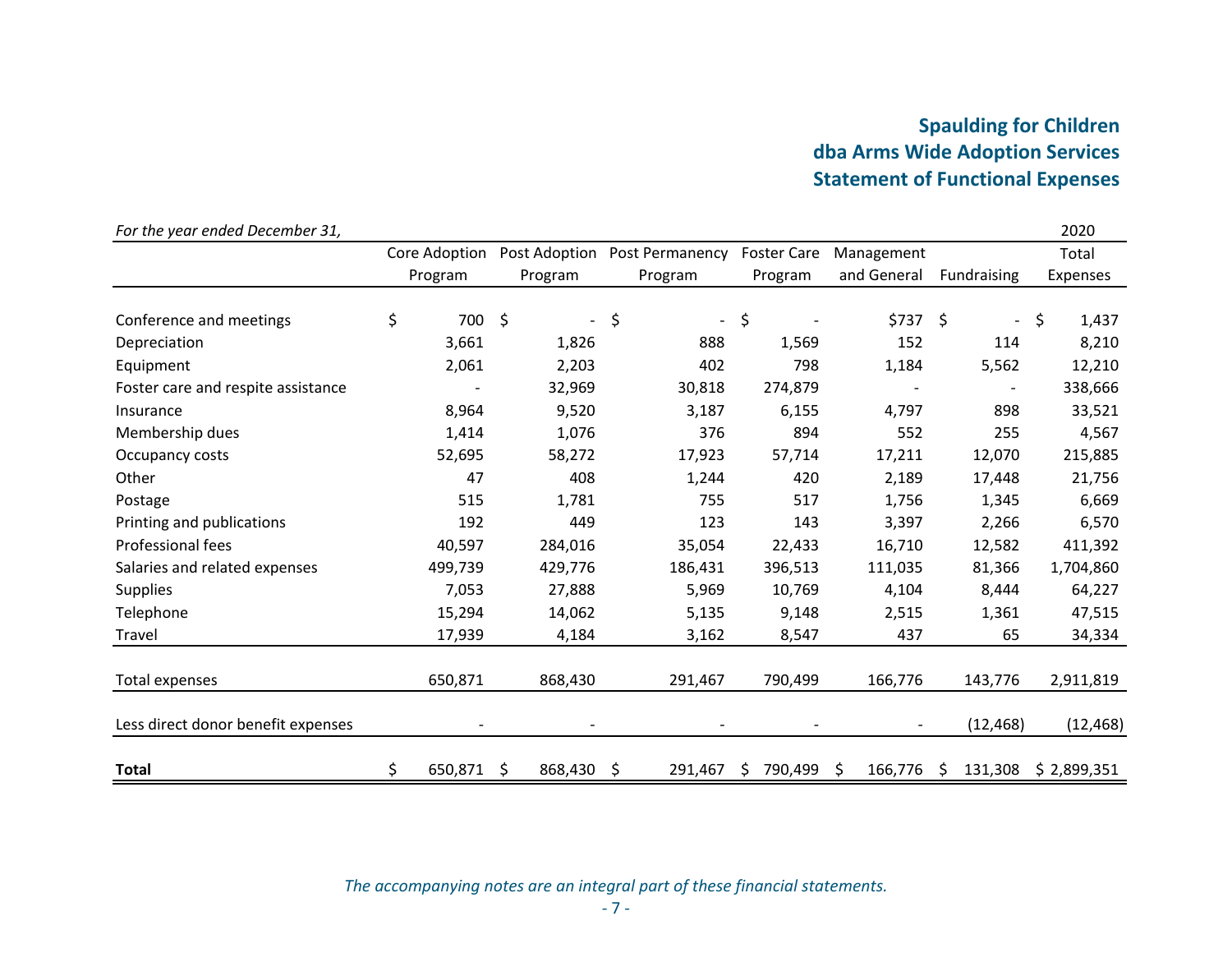# Spaulding for Children
# dba Arms Wide Adoption Services
# Statement of Functional Expenses

| *For the year ended December 31,* | Core Adoption Program | Post Adoption Program | Post Permanency Program | Foster Care Program | Management and General | Fundraising | 2020 Total Expenses |
|---|---|---|---|---|---|---|---|
| Conference and meetings | $ 700 | $ - | $ - | $ - | $737 | $ - | $ 1,437 |
| Depreciation | 3,661 | 1,826 | 888 | 1,569 | 152 | 114 | 8,210 |
| Equipment | 2,061 | 2,203 | 402 | 798 | 1,184 | 5,562 | 12,210 |
| Foster care and respite assistance | - | 32,969 | 30,818 | 274,879 | - | - | 338,666 |
| Insurance | 8,964 | 9,520 | 3,187 | 6,155 | 4,797 | 898 | 33,521 |
| Membership dues | 1,414 | 1,076 | 376 | 894 | 552 | 255 | 4,567 |
| Occupancy costs | 52,695 | 58,272 | 17,923 | 57,714 | 17,211 | 12,070 | 215,885 |
| Other | 47 | 408 | 1,244 | 420 | 2,189 | 17,448 | 21,756 |
| Postage | 515 | 1,781 | 755 | 517 | 1,756 | 1,345 | 6,669 |
| Printing and publications | 192 | 449 | 123 | 143 | 3,397 | 2,266 | 6,570 |
| Professional fees | 40,597 | 284,016 | 35,054 | 22,433 | 16,710 | 12,582 | 411,392 |
| Salaries and related expenses | 499,739 | 429,776 | 186,431 | 396,513 | 111,035 | 81,366 | 1,704,860 |
| Supplies | 7,053 | 27,888 | 5,969 | 10,769 | 4,104 | 8,444 | 64,227 |
| Telephone | 15,294 | 14,062 | 5,135 | 9,148 | 2,515 | 1,361 | 47,515 |
| Travel | 17,939 | 4,184 | 3,162 | 8,547 | 437 | 65 | 34,334 |
| Total expenses | 650,871 | 868,430 | 291,467 | 790,499 | 166,776 | 143,776 | 2,911,819 |
| Less direct donor benefit expenses | - | - | - | - | - | (12,468) | (12,468) |
| **Total** | $ 650,871 | $ 868,430 | $ 291,467 | $ 790,499 | $ 166,776 | $ 131,308 | $ 2,899,351 |

*The accompanying notes are an integral part of these financial statements.*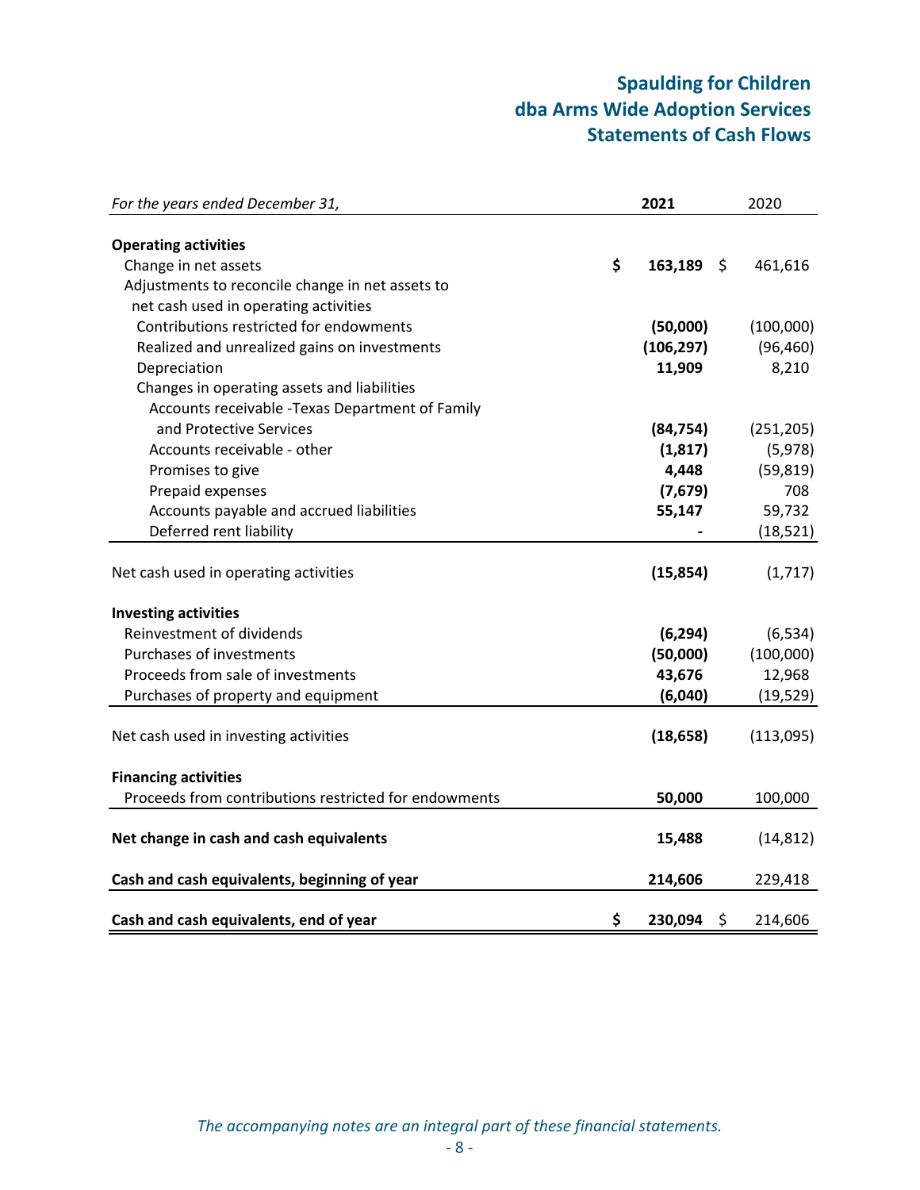# Spaulding for Children
# dba Arms Wide Adoption Services
# Statements of Cash Flows

| *For the years ended December 31,* | **2021** | 2020 |
|---|---|---|
| **Operating activities** | | |
| Change in net assets | **$ 163,189** | $ 461,616 |
| Adjustments to reconcile change in net assets to net cash used in operating activities | | |
| Contributions restricted for endowments | **(50,000)** | (100,000) |
| Realized and unrealized gains on investments | **(106,297)** | (96,460) |
| Depreciation | **11,909** | 8,210 |
| Changes in operating assets and liabilities | | |
| Accounts receivable -Texas Department of Family and Protective Services | **(84,754)** | (251,205) |
| Accounts receivable - other | **(1,817)** | (5,978) |
| Promises to give | **4,448** | (59,819) |
| Prepaid expenses | **(7,679)** | 708 |
| Accounts payable and accrued liabilities | **55,147** | 59,732 |
| Deferred rent liability | **-** | (18,521) |
| Net cash used in operating activities | **(15,854)** | (1,717) |
| **Investing activities** | | |
| Reinvestment of dividends | **(6,294)** | (6,534) |
| Purchases of investments | **(50,000)** | (100,000) |
| Proceeds from sale of investments | **43,676** | 12,968 |
| Purchases of property and equipment | **(6,040)** | (19,529) |
| Net cash used in investing activities | **(18,658)** | (113,095) |
| **Financing activities** | | |
| Proceeds from contributions restricted for endowments | **50,000** | 100,000 |
| **Net change in cash and cash equivalents** | **15,488** | (14,812) |
| **Cash and cash equivalents, beginning of year** | **214,606** | 229,418 |
| **Cash and cash equivalents, end of year** | **$ 230,094** | $ 214,606 |

*The accompanying notes are an integral part of these financial statements.*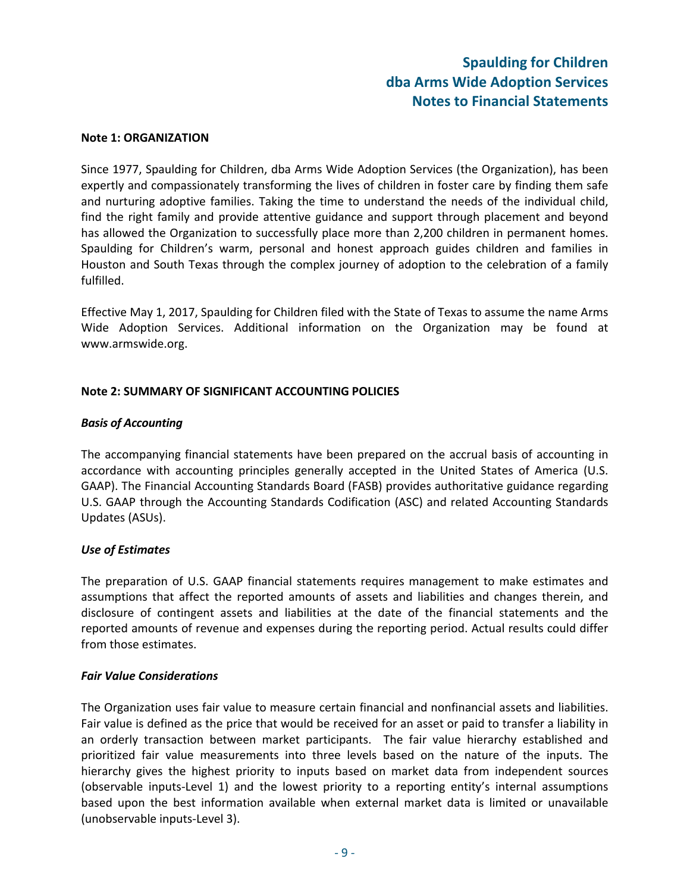**Note 1: ORGANIZATION**

Since 1977, Spaulding for Children, dba Arms Wide Adoption Services (the Organization), has been expertly and compassionately transforming the lives of children in foster care by finding them safe and nurturing adoptive families. Taking the time to understand the needs of the individual child, find the right family and provide attentive guidance and support through placement and beyond has allowed the Organization to successfully place more than 2,200 children in permanent homes. Spaulding for Children's warm, personal and honest approach guides children and families in Houston and South Texas through the complex journey of adoption to the celebration of a family fulfilled.

Effective May 1, 2017, Spaulding for Children filed with the State of Texas to assume the name Arms Wide Adoption Services. Additional information on the Organization may be found at www.armswide.org.

**Note 2: SUMMARY OF SIGNIFICANT ACCOUNTING POLICIES**

***Basis of Accounting***

The accompanying financial statements have been prepared on the accrual basis of accounting in accordance with accounting principles generally accepted in the United States of America (U.S. GAAP). The Financial Accounting Standards Board (FASB) provides authoritative guidance regarding U.S. GAAP through the Accounting Standards Codification (ASC) and related Accounting Standards Updates (ASUs).

***Use of Estimates***

The preparation of U.S. GAAP financial statements requires management to make estimates and assumptions that affect the reported amounts of assets and liabilities and changes therein, and disclosure of contingent assets and liabilities at the date of the financial statements and the reported amounts of revenue and expenses during the reporting period. Actual results could differ from those estimates.

***Fair Value Considerations***

The Organization uses fair value to measure certain financial and nonfinancial assets and liabilities. Fair value is defined as the price that would be received for an asset or paid to transfer a liability in an orderly transaction between market participants. The fair value hierarchy established and prioritized fair value measurements into three levels based on the nature of the inputs. The hierarchy gives the highest priority to inputs based on market data from independent sources (observable inputs-Level 1) and the lowest priority to a reporting entity's internal assumptions based upon the best information available when external market data is limited or unavailable (unobservable inputs-Level 3).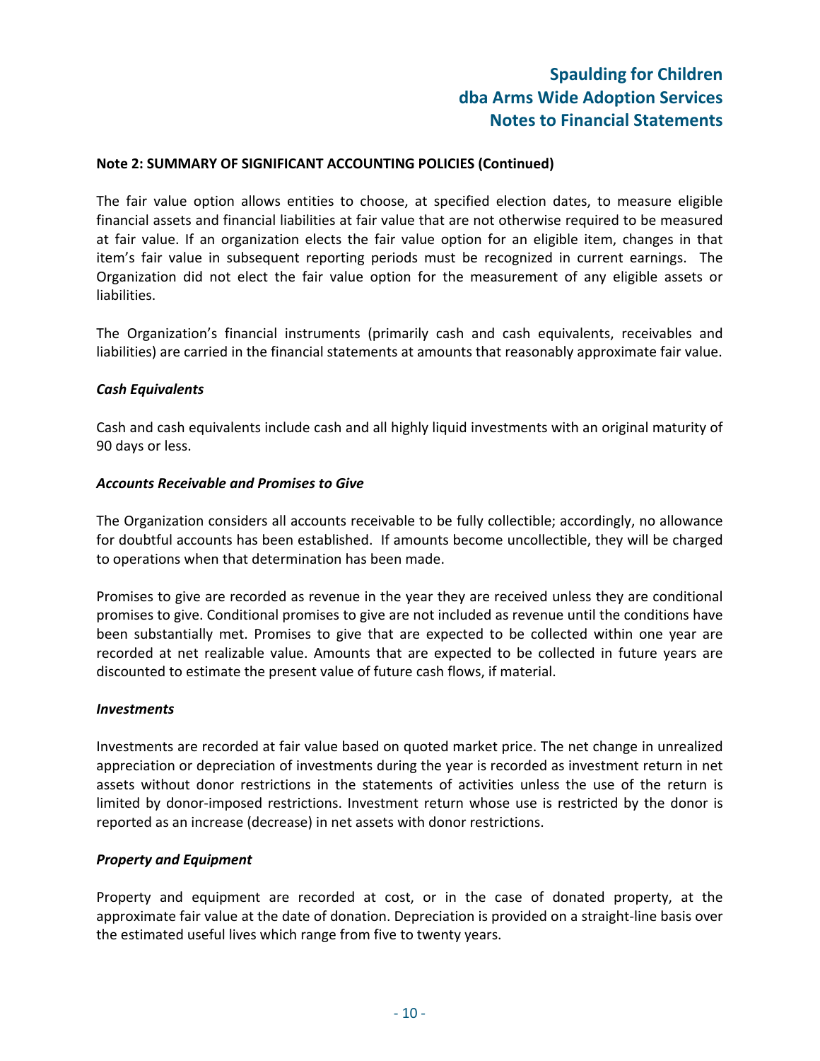### Note 2: SUMMARY OF SIGNIFICANT ACCOUNTING POLICIES (Continued)

The fair value option allows entities to choose, at specified election dates, to measure eligible financial assets and financial liabilities at fair value that are not otherwise required to be measured at fair value. If an organization elects the fair value option for an eligible item, changes in that item's fair value in subsequent reporting periods must be recognized in current earnings. The Organization did not elect the fair value option for the measurement of any eligible assets or liabilities.

The Organization's financial instruments (primarily cash and cash equivalents, receivables and liabilities) are carried in the financial statements at amounts that reasonably approximate fair value.

***Cash Equivalents***

Cash and cash equivalents include cash and all highly liquid investments with an original maturity of 90 days or less.

***Accounts Receivable and Promises to Give***

The Organization considers all accounts receivable to be fully collectible; accordingly, no allowance for doubtful accounts has been established. If amounts become uncollectible, they will be charged to operations when that determination has been made.

Promises to give are recorded as revenue in the year they are received unless they are conditional promises to give. Conditional promises to give are not included as revenue until the conditions have been substantially met. Promises to give that are expected to be collected within one year are recorded at net realizable value. Amounts that are expected to be collected in future years are discounted to estimate the present value of future cash flows, if material.

***Investments***

Investments are recorded at fair value based on quoted market price. The net change in unrealized appreciation or depreciation of investments during the year is recorded as investment return in net assets without donor restrictions in the statements of activities unless the use of the return is limited by donor-imposed restrictions. Investment return whose use is restricted by the donor is reported as an increase (decrease) in net assets with donor restrictions.

***Property and Equipment***

Property and equipment are recorded at cost, or in the case of donated property, at the approximate fair value at the date of donation. Depreciation is provided on a straight-line basis over the estimated useful lives which range from five to twenty years.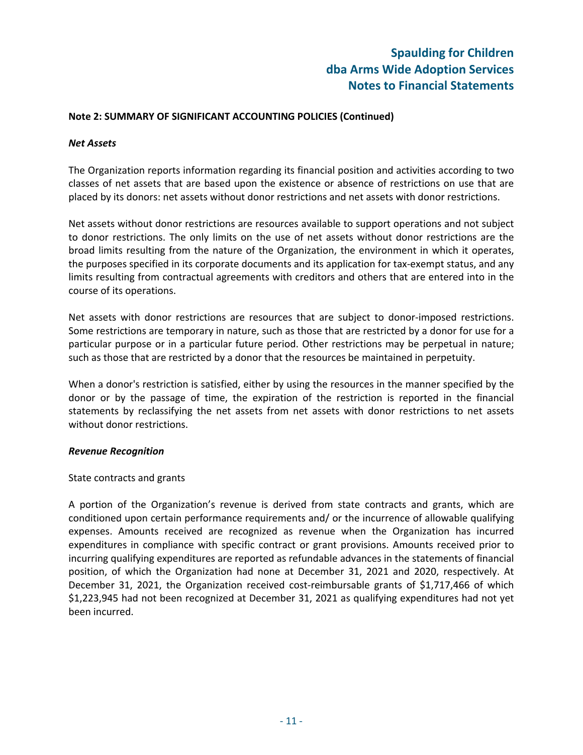**Note 2: SUMMARY OF SIGNIFICANT ACCOUNTING POLICIES (Continued)**

***Net Assets***

The Organization reports information regarding its financial position and activities according to two classes of net assets that are based upon the existence or absence of restrictions on use that are placed by its donors: net assets without donor restrictions and net assets with donor restrictions.

Net assets without donor restrictions are resources available to support operations and not subject to donor restrictions. The only limits on the use of net assets without donor restrictions are the broad limits resulting from the nature of the Organization, the environment in which it operates, the purposes specified in its corporate documents and its application for tax-exempt status, and any limits resulting from contractual agreements with creditors and others that are entered into in the course of its operations.

Net assets with donor restrictions are resources that are subject to donor-imposed restrictions. Some restrictions are temporary in nature, such as those that are restricted by a donor for use for a particular purpose or in a particular future period. Other restrictions may be perpetual in nature; such as those that are restricted by a donor that the resources be maintained in perpetuity.

When a donor's restriction is satisfied, either by using the resources in the manner specified by the donor or by the passage of time, the expiration of the restriction is reported in the financial statements by reclassifying the net assets from net assets with donor restrictions to net assets without donor restrictions.

***Revenue Recognition***

State contracts and grants

A portion of the Organization's revenue is derived from state contracts and grants, which are conditioned upon certain performance requirements and/ or the incurrence of allowable qualifying expenses. Amounts received are recognized as revenue when the Organization has incurred expenditures in compliance with specific contract or grant provisions. Amounts received prior to incurring qualifying expenditures are reported as refundable advances in the statements of financial position, of which the Organization had none at December 31, 2021 and 2020, respectively. At December 31, 2021, the Organization received cost-reimbursable grants of $1,717,466 of which $1,223,945 had not been recognized at December 31, 2021 as qualifying expenditures had not yet been incurred.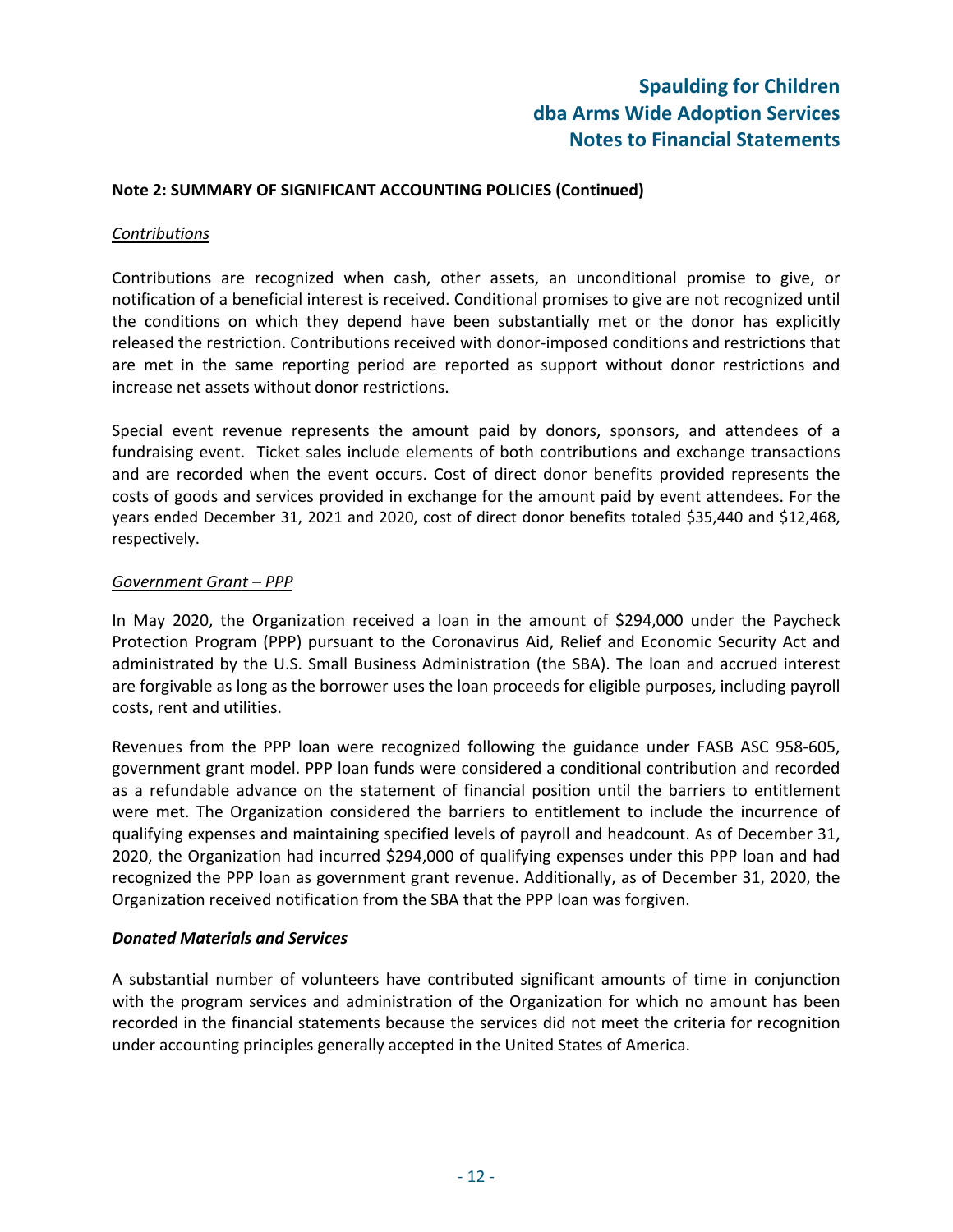## Note 2: SUMMARY OF SIGNIFICANT ACCOUNTING POLICIES (Continued)

*Contributions*

Contributions are recognized when cash, other assets, an unconditional promise to give, or notification of a beneficial interest is received. Conditional promises to give are not recognized until the conditions on which they depend have been substantially met or the donor has explicitly released the restriction. Contributions received with donor-imposed conditions and restrictions that are met in the same reporting period are reported as support without donor restrictions and increase net assets without donor restrictions.

Special event revenue represents the amount paid by donors, sponsors, and attendees of a fundraising event. Ticket sales include elements of both contributions and exchange transactions and are recorded when the event occurs. Cost of direct donor benefits provided represents the costs of goods and services provided in exchange for the amount paid by event attendees. For the years ended December 31, 2021 and 2020, cost of direct donor benefits totaled $35,440 and $12,468, respectively.

*Government Grant – PPP*

In May 2020, the Organization received a loan in the amount of $294,000 under the Paycheck Protection Program (PPP) pursuant to the Coronavirus Aid, Relief and Economic Security Act and administrated by the U.S. Small Business Administration (the SBA). The loan and accrued interest are forgivable as long as the borrower uses the loan proceeds for eligible purposes, including payroll costs, rent and utilities.

Revenues from the PPP loan were recognized following the guidance under FASB ASC 958-605, government grant model. PPP loan funds were considered a conditional contribution and recorded as a refundable advance on the statement of financial position until the barriers to entitlement were met. The Organization considered the barriers to entitlement to include the incurrence of qualifying expenses and maintaining specified levels of payroll and headcount. As of December 31, 2020, the Organization had incurred $294,000 of qualifying expenses under this PPP loan and had recognized the PPP loan as government grant revenue. Additionally, as of December 31, 2020, the Organization received notification from the SBA that the PPP loan was forgiven.

***Donated Materials and Services***

A substantial number of volunteers have contributed significant amounts of time in conjunction with the program services and administration of the Organization for which no amount has been recorded in the financial statements because the services did not meet the criteria for recognition under accounting principles generally accepted in the United States of America.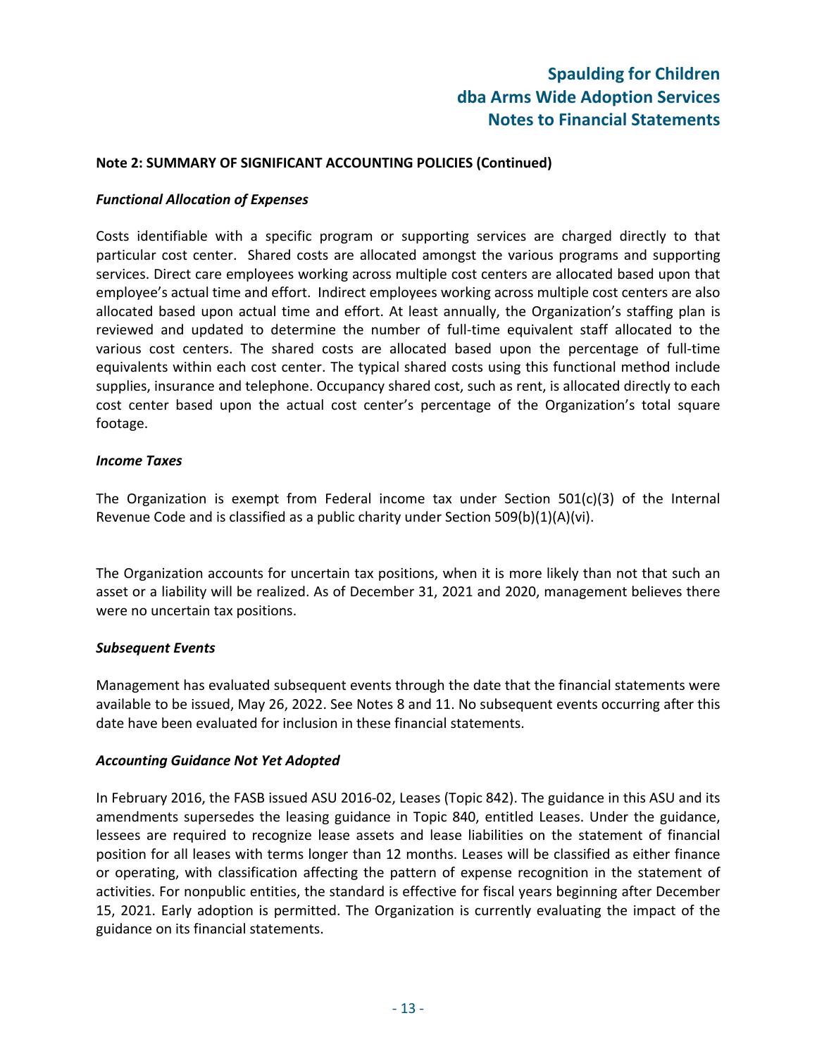**Note 2: SUMMARY OF SIGNIFICANT ACCOUNTING POLICIES (Continued)**

***Functional Allocation of Expenses***

Costs identifiable with a specific program or supporting services are charged directly to that particular cost center. Shared costs are allocated amongst the various programs and supporting services. Direct care employees working across multiple cost centers are allocated based upon that employee's actual time and effort. Indirect employees working across multiple cost centers are also allocated based upon actual time and effort. At least annually, the Organization's staffing plan is reviewed and updated to determine the number of full-time equivalent staff allocated to the various cost centers. The shared costs are allocated based upon the percentage of full-time equivalents within each cost center. The typical shared costs using this functional method include supplies, insurance and telephone. Occupancy shared cost, such as rent, is allocated directly to each cost center based upon the actual cost center's percentage of the Organization's total square footage.

***Income Taxes***

The Organization is exempt from Federal income tax under Section 501(c)(3) of the Internal Revenue Code and is classified as a public charity under Section 509(b)(1)(A)(vi).

The Organization accounts for uncertain tax positions, when it is more likely than not that such an asset or a liability will be realized. As of December 31, 2021 and 2020, management believes there were no uncertain tax positions.

***Subsequent Events***

Management has evaluated subsequent events through the date that the financial statements were available to be issued, May 26, 2022. See Notes 8 and 11. No subsequent events occurring after this date have been evaluated for inclusion in these financial statements.

***Accounting Guidance Not Yet Adopted***

In February 2016, the FASB issued ASU 2016-02, Leases (Topic 842). The guidance in this ASU and its amendments supersedes the leasing guidance in Topic 840, entitled Leases. Under the guidance, lessees are required to recognize lease assets and lease liabilities on the statement of financial position for all leases with terms longer than 12 months. Leases will be classified as either finance or operating, with classification affecting the pattern of expense recognition in the statement of activities. For nonpublic entities, the standard is effective for fiscal years beginning after December 15, 2021. Early adoption is permitted. The Organization is currently evaluating the impact of the guidance on its financial statements.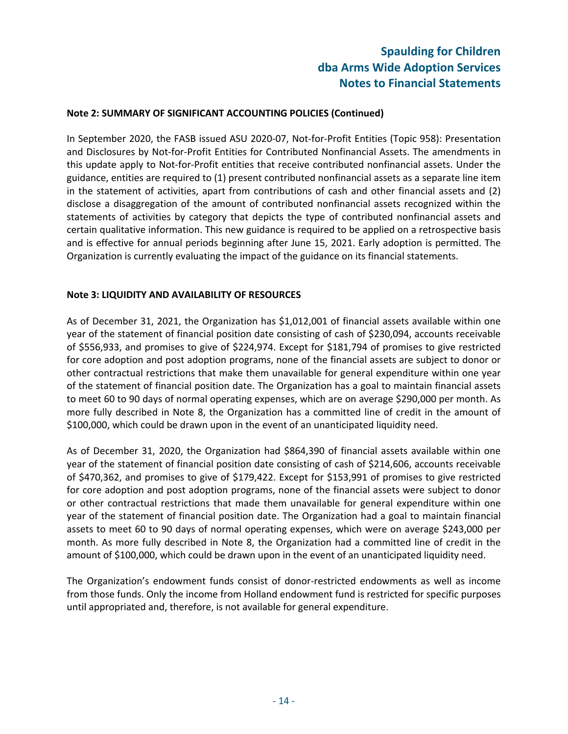**Note 2: SUMMARY OF SIGNIFICANT ACCOUNTING POLICIES (Continued)**

In September 2020, the FASB issued ASU 2020-07, Not-for-Profit Entities (Topic 958): Presentation and Disclosures by Not-for-Profit Entities for Contributed Nonfinancial Assets. The amendments in this update apply to Not-for-Profit entities that receive contributed nonfinancial assets. Under the guidance, entities are required to (1) present contributed nonfinancial assets as a separate line item in the statement of activities, apart from contributions of cash and other financial assets and (2) disclose a disaggregation of the amount of contributed nonfinancial assets recognized within the statements of activities by category that depicts the type of contributed nonfinancial assets and certain qualitative information. This new guidance is required to be applied on a retrospective basis and is effective for annual periods beginning after June 15, 2021. Early adoption is permitted. The Organization is currently evaluating the impact of the guidance on its financial statements.

**Note 3: LIQUIDITY AND AVAILABILITY OF RESOURCES**

As of December 31, 2021, the Organization has $1,012,001 of financial assets available within one year of the statement of financial position date consisting of cash of $230,094, accounts receivable of $556,933, and promises to give of $224,974. Except for $181,794 of promises to give restricted for core adoption and post adoption programs, none of the financial assets are subject to donor or other contractual restrictions that make them unavailable for general expenditure within one year of the statement of financial position date. The Organization has a goal to maintain financial assets to meet 60 to 90 days of normal operating expenses, which are on average $290,000 per month. As more fully described in Note 8, the Organization has a committed line of credit in the amount of $100,000, which could be drawn upon in the event of an unanticipated liquidity need.

As of December 31, 2020, the Organization had $864,390 of financial assets available within one year of the statement of financial position date consisting of cash of $214,606, accounts receivable of $470,362, and promises to give of $179,422. Except for $153,991 of promises to give restricted for core adoption and post adoption programs, none of the financial assets were subject to donor or other contractual restrictions that made them unavailable for general expenditure within one year of the statement of financial position date. The Organization had a goal to maintain financial assets to meet 60 to 90 days of normal operating expenses, which were on average $243,000 per month. As more fully described in Note 8, the Organization had a committed line of credit in the amount of $100,000, which could be drawn upon in the event of an unanticipated liquidity need.

The Organization's endowment funds consist of donor-restricted endowments as well as income from those funds. Only the income from Holland endowment fund is restricted for specific purposes until appropriated and, therefore, is not available for general expenditure.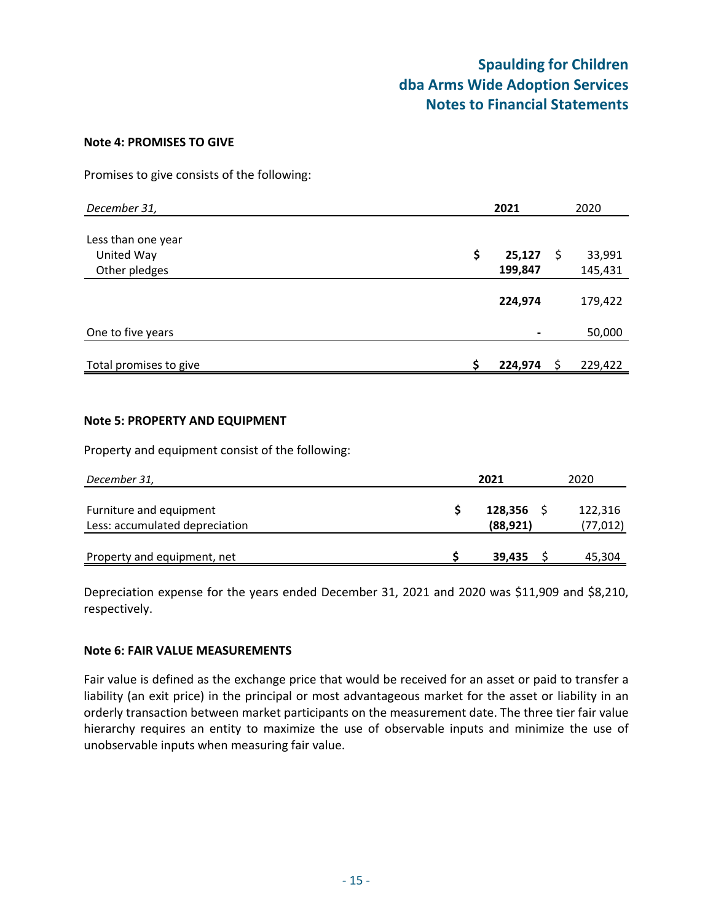**Note 4: PROMISES TO GIVE**

Promises to give consists of the following:

| *December 31,* | **2021** | 2020 |
|---|---|---|
| Less than one year | | |
| United Way | **$ 25,127** | $ 33,991 |
| Other pledges | **199,847** | 145,431 |
| | **224,974** | 179,422 |
| One to five years | **-** | 50,000 |
| Total promises to give | **$ 224,974** | $ 229,422 |

**Note 5: PROPERTY AND EQUIPMENT**

Property and equipment consist of the following:

| *December 31,* | **2021** | 2020 |
|---|---|---|
| Furniture and equipment | **$ 128,356** | $ 122,316 |
| Less: accumulated depreciation | **(88,921)** | (77,012) |
| Property and equipment, net | **$ 39,435** | $ 45,304 |

Depreciation expense for the years ended December 31, 2021 and 2020 was $11,909 and $8,210, respectively.

**Note 6: FAIR VALUE MEASUREMENTS**

Fair value is defined as the exchange price that would be received for an asset or paid to transfer a liability (an exit price) in the principal or most advantageous market for the asset or liability in an orderly transaction between market participants on the measurement date. The three tier fair value hierarchy requires an entity to maximize the use of observable inputs and minimize the use of unobservable inputs when measuring fair value.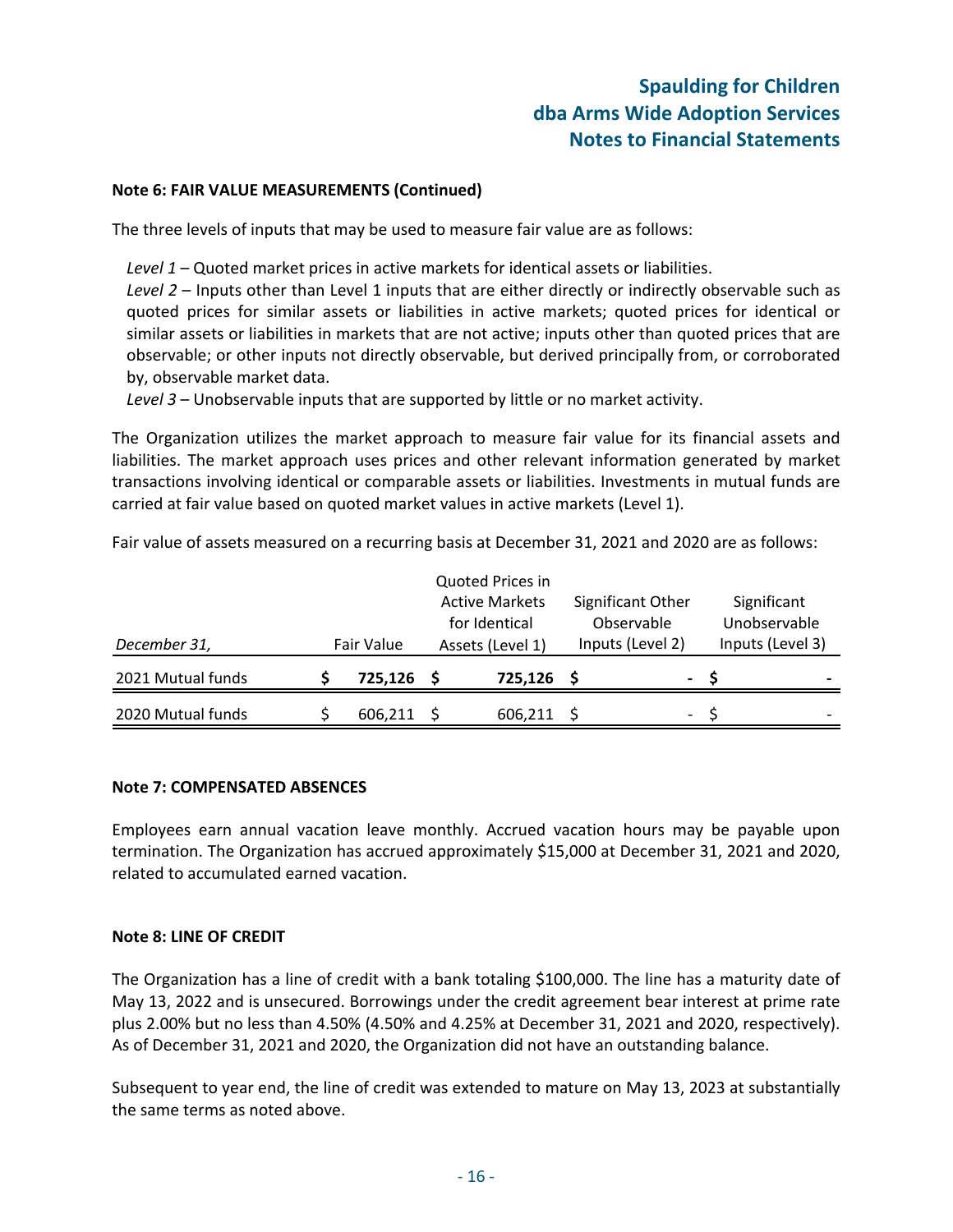**Note 6: FAIR VALUE MEASUREMENTS (Continued)**

The three levels of inputs that may be used to measure fair value are as follows:

*Level 1* – Quoted market prices in active markets for identical assets or liabilities.
*Level 2* – Inputs other than Level 1 inputs that are either directly or indirectly observable such as quoted prices for similar assets or liabilities in active markets; quoted prices for identical or similar assets or liabilities in markets that are not active; inputs other than quoted prices that are observable; or other inputs not directly observable, but derived principally from, or corroborated by, observable market data.
*Level 3* – Unobservable inputs that are supported by little or no market activity.

The Organization utilizes the market approach to measure fair value for its financial assets and liabilities. The market approach uses prices and other relevant information generated by market transactions involving identical or comparable assets or liabilities. Investments in mutual funds are carried at fair value based on quoted market values in active markets (Level 1).

Fair value of assets measured on a recurring basis at December 31, 2021 and 2020 are as follows:

| *December 31,* | Fair Value | Quoted Prices in Active Markets for Identical Assets (Level 1) | Significant Other Observable Inputs (Level 2) | Significant Unobservable Inputs (Level 3) |
|---|---|---|---|---|
| 2021 Mutual funds | **$ 725,126** | **$ 725,126** | **$ -** | **$ -** |
| 2020 Mutual funds | $ 606,211 | $ 606,211 | $ - | $ - |

**Note 7: COMPENSATED ABSENCES**

Employees earn annual vacation leave monthly. Accrued vacation hours may be payable upon termination. The Organization has accrued approximately $15,000 at December 31, 2021 and 2020, related to accumulated earned vacation.

**Note 8: LINE OF CREDIT**

The Organization has a line of credit with a bank totaling $100,000. The line has a maturity date of May 13, 2022 and is unsecured. Borrowings under the credit agreement bear interest at prime rate plus 2.00% but no less than 4.50% (4.50% and 4.25% at December 31, 2021 and 2020, respectively). As of December 31, 2021 and 2020, the Organization did not have an outstanding balance.

Subsequent to year end, the line of credit was extended to mature on May 13, 2023 at substantially the same terms as noted above.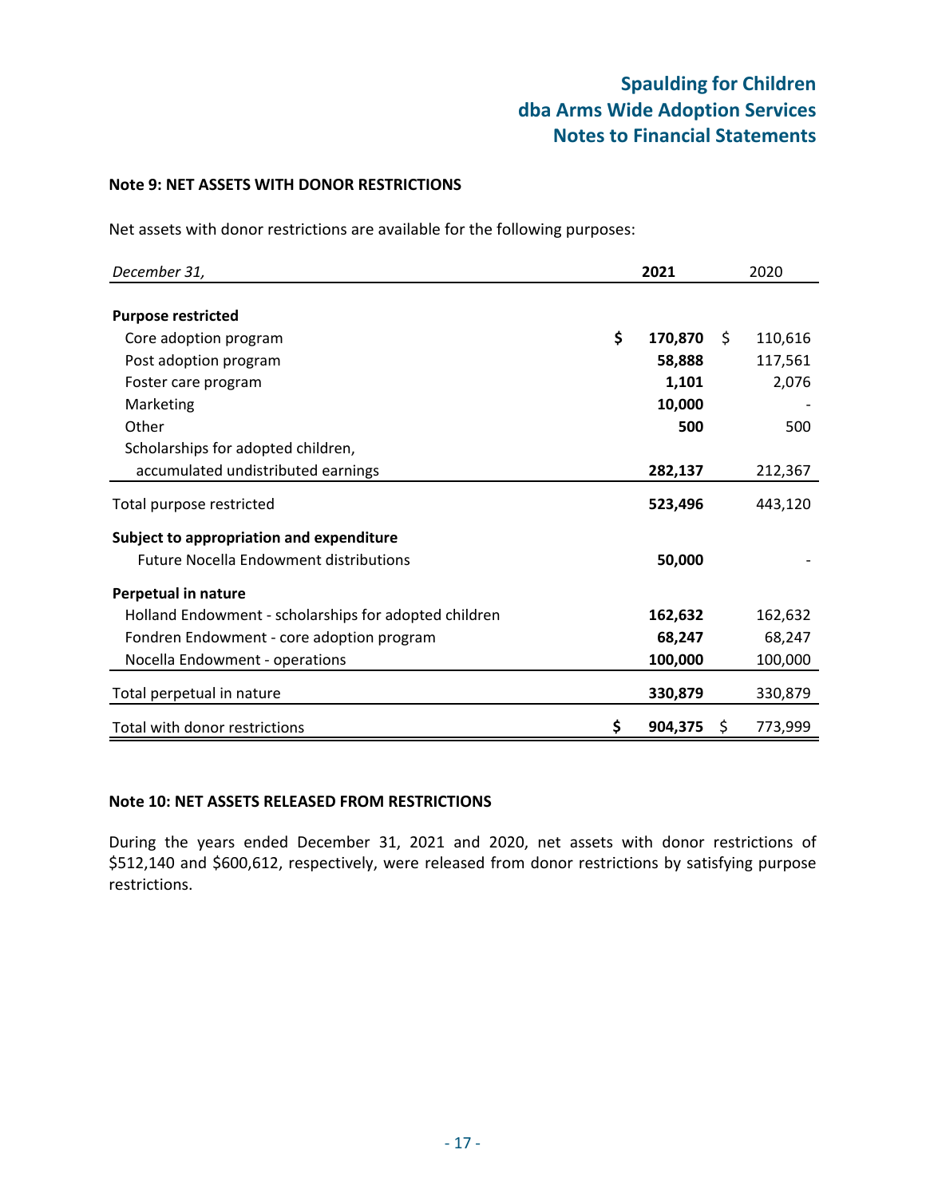## Note 9: NET ASSETS WITH DONOR RESTRICTIONS

Net assets with donor restrictions are available for the following purposes:

| *December 31,* | **2021** | 2020 |
|---|---|---|
| **Purpose restricted** | | |
| Core adoption program | **$ 170,870** | $ 110,616 |
| Post adoption program | **58,888** | 117,561 |
| Foster care program | **1,101** | 2,076 |
| Marketing | **10,000** | - |
| Other | **500** | 500 |
| Scholarships for adopted children, accumulated undistributed earnings | **282,137** | 212,367 |
| Total purpose restricted | **523,496** | 443,120 |
| **Subject to appropriation and expenditure** | | |
| Future Nocella Endowment distributions | **50,000** | - |
| **Perpetual in nature** | | |
| Holland Endowment - scholarships for adopted children | **162,632** | 162,632 |
| Fondren Endowment - core adoption program | **68,247** | 68,247 |
| Nocella Endowment - operations | **100,000** | 100,000 |
| Total perpetual in nature | **330,879** | 330,879 |
| Total with donor restrictions | **$ 904,375** | $ 773,999 |

## Note 10: NET ASSETS RELEASED FROM RESTRICTIONS

During the years ended December 31, 2021 and 2020, net assets with donor restrictions of $512,140 and $600,612, respectively, were released from donor restrictions by satisfying purpose restrictions.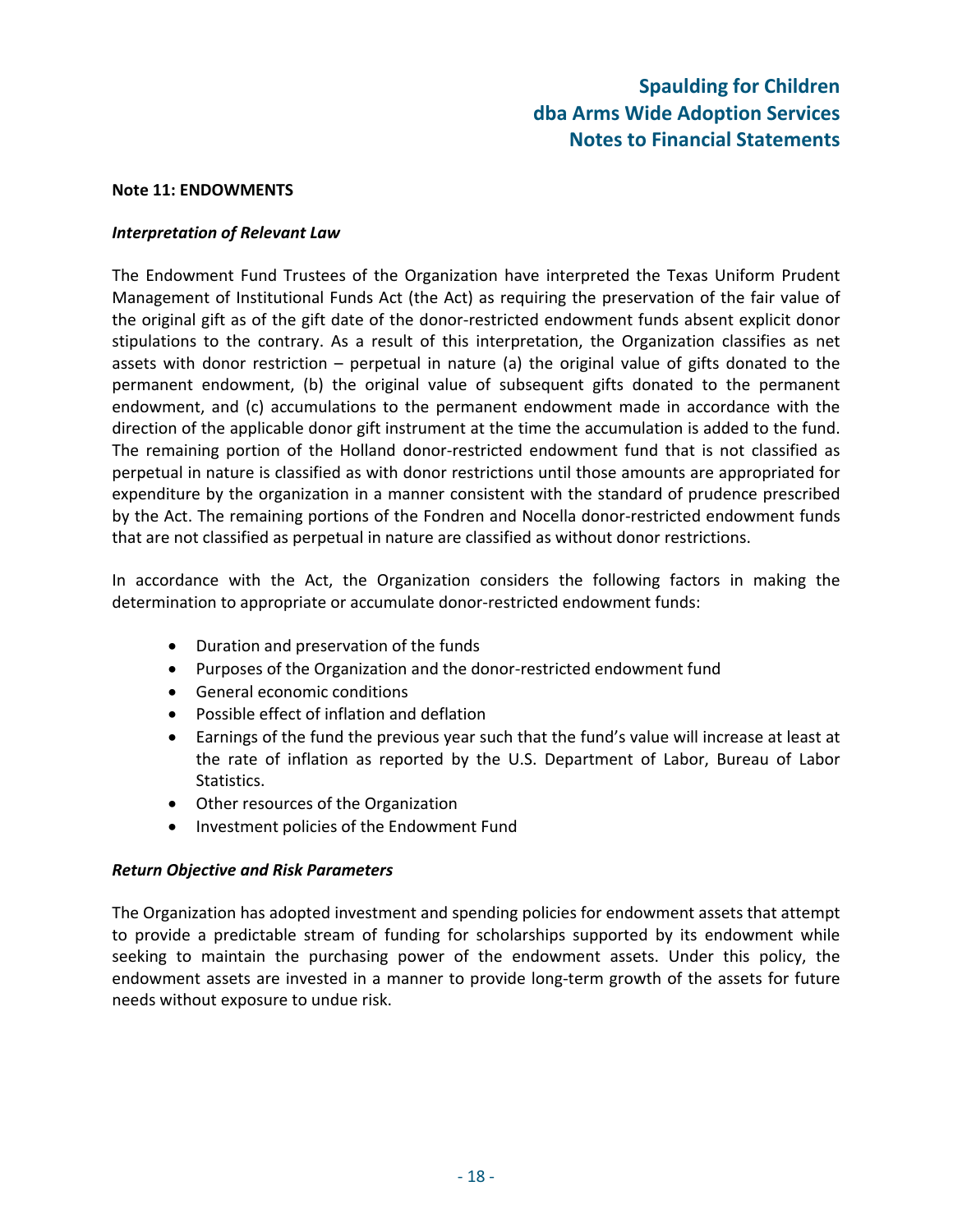**Note 11: ENDOWMENTS**

***Interpretation of Relevant Law***

The Endowment Fund Trustees of the Organization have interpreted the Texas Uniform Prudent Management of Institutional Funds Act (the Act) as requiring the preservation of the fair value of the original gift as of the gift date of the donor-restricted endowment funds absent explicit donor stipulations to the contrary. As a result of this interpretation, the Organization classifies as net assets with donor restriction – perpetual in nature (a) the original value of gifts donated to the permanent endowment, (b) the original value of subsequent gifts donated to the permanent endowment, and (c) accumulations to the permanent endowment made in accordance with the direction of the applicable donor gift instrument at the time the accumulation is added to the fund. The remaining portion of the Holland donor-restricted endowment fund that is not classified as perpetual in nature is classified as with donor restrictions until those amounts are appropriated for expenditure by the organization in a manner consistent with the standard of prudence prescribed by the Act. The remaining portions of the Fondren and Nocella donor-restricted endowment funds that are not classified as perpetual in nature are classified as without donor restrictions.

In accordance with the Act, the Organization considers the following factors in making the determination to appropriate or accumulate donor-restricted endowment funds:

- Duration and preservation of the funds
- Purposes of the Organization and the donor-restricted endowment fund
- General economic conditions
- Possible effect of inflation and deflation
- Earnings of the fund the previous year such that the fund's value will increase at least at the rate of inflation as reported by the U.S. Department of Labor, Bureau of Labor Statistics.
- Other resources of the Organization
- Investment policies of the Endowment Fund

***Return Objective and Risk Parameters***

The Organization has adopted investment and spending policies for endowment assets that attempt to provide a predictable stream of funding for scholarships supported by its endowment while seeking to maintain the purchasing power of the endowment assets. Under this policy, the endowment assets are invested in a manner to provide long-term growth of the assets for future needs without exposure to undue risk.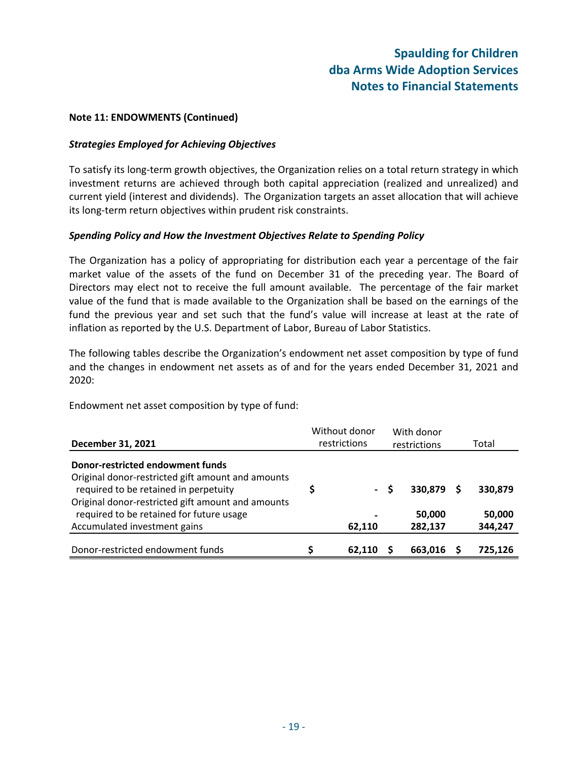**Note 11: ENDOWMENTS (Continued)**

***Strategies Employed for Achieving Objectives***

To satisfy its long-term growth objectives, the Organization relies on a total return strategy in which investment returns are achieved through both capital appreciation (realized and unrealized) and current yield (interest and dividends). The Organization targets an asset allocation that will achieve its long-term return objectives within prudent risk constraints.

***Spending Policy and How the Investment Objectives Relate to Spending Policy***

The Organization has a policy of appropriating for distribution each year a percentage of the fair market value of the assets of the fund on December 31 of the preceding year. The Board of Directors may elect not to receive the full amount available. The percentage of the fair market value of the fund that is made available to the Organization shall be based on the earnings of the fund the previous year and set such that the fund's value will increase at least at the rate of inflation as reported by the U.S. Department of Labor, Bureau of Labor Statistics.

The following tables describe the Organization's endowment net asset composition by type of fund and the changes in endowment net assets as of and for the years ended December 31, 2021 and 2020:

Endowment net asset composition by type of fund:

| **December 31, 2021** | Without donor restrictions | With donor restrictions | Total |
|---|---|---|---|
| **Donor-restricted endowment funds** | | | |
| Original donor-restricted gift amount and amounts required to be retained in perpetuity | $ - | $ 330,879 | $ 330,879 |
| Original donor-restricted gift amount and amounts required to be retained for future usage | - | 50,000 | 50,000 |
| Accumulated investment gains | 62,110 | 282,137 | 344,247 |
| Donor-restricted endowment funds | $ 62,110 | $ 663,016 | $ 725,126 |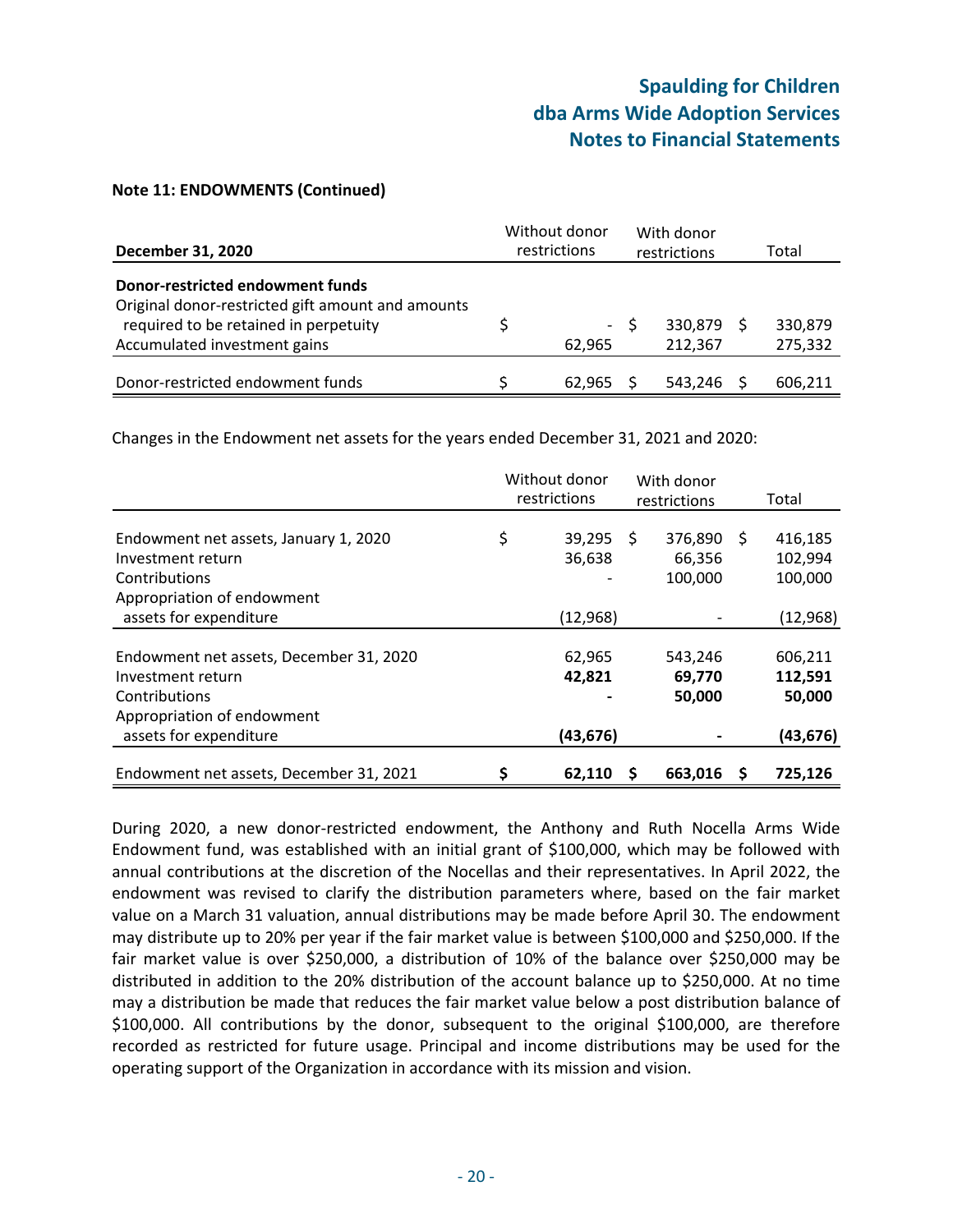**Note 11: ENDOWMENTS (Continued)**

| **December 31, 2020** | Without donor restrictions | With donor restrictions | Total |
|---|---|---|---|
| **Donor-restricted endowment funds** | | | |
| Original donor-restricted gift amount and amounts required to be retained in perpetuity | $ - | $ 330,879 | $ 330,879 |
| Accumulated investment gains | 62,965 | 212,367 | 275,332 |
| Donor-restricted endowment funds | $ 62,965 | $ 543,246 | $ 606,211 |

Changes in the Endowment net assets for the years ended December 31, 2021 and 2020:

| | Without donor restrictions | With donor restrictions | Total |
|---|---|---|---|
| Endowment net assets, January 1, 2020 | $ 39,295 | $ 376,890 | $ 416,185 |
| Investment return | 36,638 | 66,356 | 102,994 |
| Contributions | - | 100,000 | 100,000 |
| Appropriation of endowment assets for expenditure | (12,968) | - | (12,968) |
| Endowment net assets, December 31, 2020 | 62,965 | 543,246 | 606,211 |
| Investment return | **42,821** | **69,770** | **112,591** |
| Contributions | **-** | **50,000** | **50,000** |
| Appropriation of endowment assets for expenditure | **(43,676)** | **-** | **(43,676)** |
| Endowment net assets, December 31, 2021 | **$ 62,110** | **$ 663,016** | **$ 725,126** |

During 2020, a new donor-restricted endowment, the Anthony and Ruth Nocella Arms Wide Endowment fund, was established with an initial grant of $100,000, which may be followed with annual contributions at the discretion of the Nocellas and their representatives. In April 2022, the endowment was revised to clarify the distribution parameters where, based on the fair market value on a March 31 valuation, annual distributions may be made before April 30. The endowment may distribute up to 20% per year if the fair market value is between $100,000 and $250,000. If the fair market value is over $250,000, a distribution of 10% of the balance over $250,000 may be distributed in addition to the 20% distribution of the account balance up to $250,000. At no time may a distribution be made that reduces the fair market value below a post distribution balance of $100,000. All contributions by the donor, subsequent to the original $100,000, are therefore recorded as restricted for future usage. Principal and income distributions may be used for the operating support of the Organization in accordance with its mission and vision.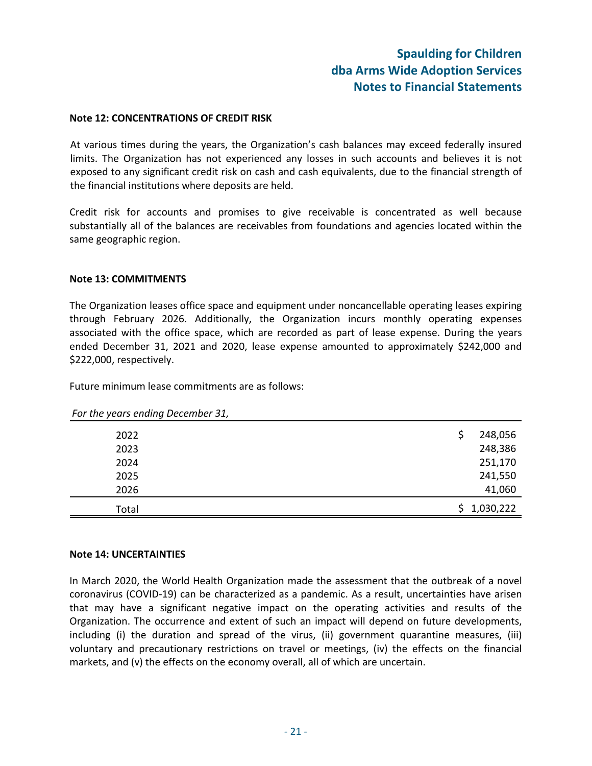### Note 12: CONCENTRATIONS OF CREDIT RISK

At various times during the years, the Organization's cash balances may exceed federally insured limits. The Organization has not experienced any losses in such accounts and believes it is not exposed to any significant credit risk on cash and cash equivalents, due to the financial strength of the financial institutions where deposits are held.

Credit risk for accounts and promises to give receivable is concentrated as well because substantially all of the balances are receivables from foundations and agencies located within the same geographic region.

### Note 13: COMMITMENTS

The Organization leases office space and equipment under noncancellable operating leases expiring through February 2026. Additionally, the Organization incurs monthly operating expenses associated with the office space, which are recorded as part of lease expense. During the years ended December 31, 2021 and 2020, lease expense amounted to approximately $242,000 and $222,000, respectively.

Future minimum lease commitments are as follows:

| *For the years ending December 31,* | |
|---|---|
| 2022 | $ 248,056 |
| 2023 | 248,386 |
| 2024 | 251,170 |
| 2025 | 241,550 |
| 2026 | 41,060 |
| Total | $ 1,030,222 |

### Note 14: UNCERTAINTIES

In March 2020, the World Health Organization made the assessment that the outbreak of a novel coronavirus (COVID-19) can be characterized as a pandemic. As a result, uncertainties have arisen that may have a significant negative impact on the operating activities and results of the Organization. The occurrence and extent of such an impact will depend on future developments, including (i) the duration and spread of the virus, (ii) government quarantine measures, (iii) voluntary and precautionary restrictions on travel or meetings, (iv) the effects on the financial markets, and (v) the effects on the economy overall, all of which are uncertain.